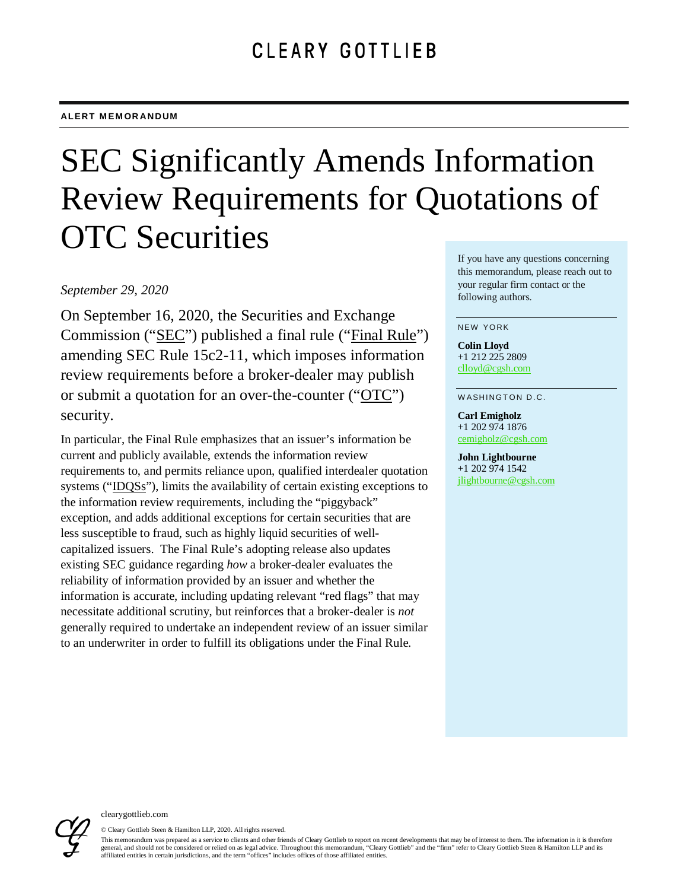CLEARY GOTTLIEB

**ALERT MEMORANDUM**

# SEC Significantly Amends Information Review Requirements for Quotations of OTC Securities

*September 29, 2020*

On September 16, 2020, the Securities and Exchange Commission ("SEC") published a final rule ("Final Rule") amending SEC Rule 15c2-11, which imposes information review requirements before a broker-dealer may publish or submit a quotation for an over-the-counter ("OTC") security.

In particular, the Final Rule emphasizes that an issuer's information be current and publicly available, extends the information review requirements to, and permits reliance upon, qualified interdealer quotation systems ("IDQSs"), limits the availability of certain existing exceptions to the information review requirements, including the "piggyback" exception, and adds additional exceptions for certain securities that are less susceptible to fraud, such as highly liquid securities of well-capitalized issuers. The Final Rule's adopting release also updates existing SEC guidance regarding *how* a broker-dealer evaluates the reliability of information provided by an issuer and whether the information is accurate, including updating relevant "red flags" that may necessitate additional scrutiny, but reinforces that a broker-dealer is *not* generally required to undertake an independent review of an issuer similar to an underwriter in order to fulfill its obligations under the Final Rule.

If you have any questions concerning this memorandum, please reach out to your regular firm contact or the following authors.

NEW YORK

**Colin Lloyd**
+1 212 225 2809
clloyd@cgsh.com

WASHINGTON D.C.

**Carl Emigholz**
+1 202 974 1876
cemigholz@cgsh.com

**John Lightbourne**
+1 202 974 1542
jlightbourne@cgsh.com

clearygottlieb.com

© Cleary Gottlieb Steen & Hamilton LLP, 2020. All rights reserved.

This memorandum was prepared as a service to clients and other friends of Cleary Gottlieb to report on recent developments that may be of interest to them. The information in it is therefore general, and should not be considered or relied on as legal advice. Throughout this memorandum, "Cleary Gottlieb" and the "firm" refer to Cleary Gottlieb Steen & Hamilton LLP and its affiliated entities in certain jurisdictions, and the term "offices" includes offices of those affiliated entities.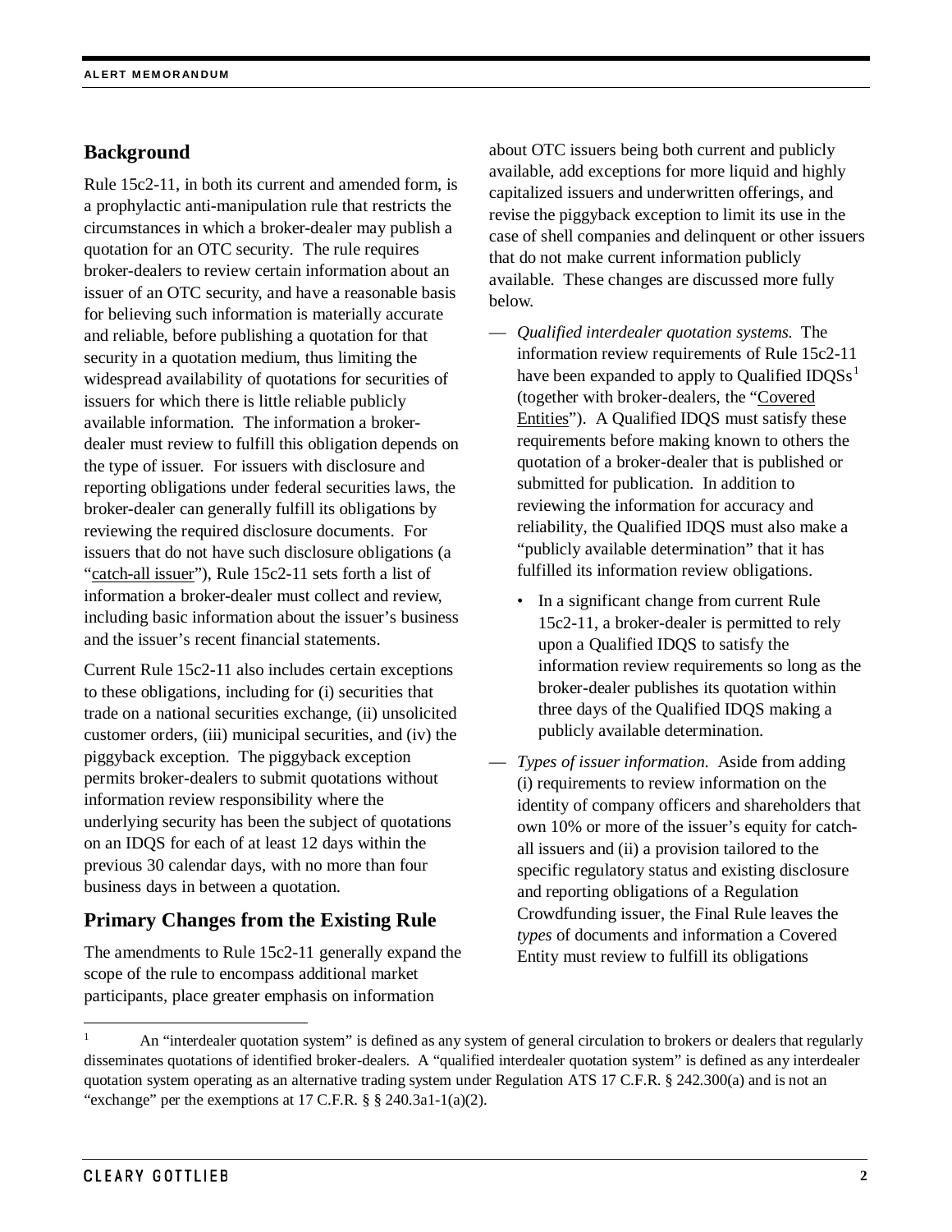## Background

Rule 15c2-11, in both its current and amended form, is a prophylactic anti-manipulation rule that restricts the circumstances in which a broker-dealer may publish a quotation for an OTC security. The rule requires broker-dealers to review certain information about an issuer of an OTC security, and have a reasonable basis for believing such information is materially accurate and reliable, before publishing a quotation for that security in a quotation medium, thus limiting the widespread availability of quotations for securities of issuers for which there is little reliable publicly available information. The information a broker-dealer must review to fulfill this obligation depends on the type of issuer. For issuers with disclosure and reporting obligations under federal securities laws, the broker-dealer can generally fulfill its obligations by reviewing the required disclosure documents. For issuers that do not have such disclosure obligations (a "catch-all issuer"), Rule 15c2-11 sets forth a list of information a broker-dealer must collect and review, including basic information about the issuer's business and the issuer's recent financial statements.

Current Rule 15c2-11 also includes certain exceptions to these obligations, including for (i) securities that trade on a national securities exchange, (ii) unsolicited customer orders, (iii) municipal securities, and (iv) the piggyback exception. The piggyback exception permits broker-dealers to submit quotations without information review responsibility where the underlying security has been the subject of quotations on an IDQS for each of at least 12 days within the previous 30 calendar days, with no more than four business days in between a quotation.

## Primary Changes from the Existing Rule

The amendments to Rule 15c2-11 generally expand the scope of the rule to encompass additional market participants, place greater emphasis on information about OTC issuers being both current and publicly available, add exceptions for more liquid and highly capitalized issuers and underwritten offerings, and revise the piggyback exception to limit its use in the case of shell companies and delinquent or other issuers that do not make current information publicly available. These changes are discussed more fully below.

— *Qualified interdealer quotation systems.* The information review requirements of Rule 15c2-11 have been expanded to apply to Qualified IDQSs[1] (together with broker-dealers, the "Covered Entities"). A Qualified IDQS must satisfy these requirements before making known to others the quotation of a broker-dealer that is published or submitted for publication. In addition to reviewing the information for accuracy and reliability, the Qualified IDQS must also make a "publicly available determination" that it has fulfilled its information review obligations.

  - In a significant change from current Rule 15c2-11, a broker-dealer is permitted to rely upon a Qualified IDQS to satisfy the information review requirements so long as the broker-dealer publishes its quotation within three days of the Qualified IDQS making a publicly available determination.

— *Types of issuer information.* Aside from adding (i) requirements to review information on the identity of company officers and shareholders that own 10% or more of the issuer's equity for catch-all issuers and (ii) a provision tailored to the specific regulatory status and existing disclosure and reporting obligations of a Regulation Crowdfunding issuer, the Final Rule leaves the *types* of documents and information a Covered Entity must review to fulfill its obligations

---

[1] An "interdealer quotation system" is defined as any system of general circulation to brokers or dealers that regularly disseminates quotations of identified broker-dealers. A "qualified interdealer quotation system" is defined as any interdealer quotation system operating as an alternative trading system under Regulation ATS 17 C.F.R. § 242.300(a) and is not an "exchange" per the exemptions at 17 C.F.R. § § 240.3a1-1(a)(2).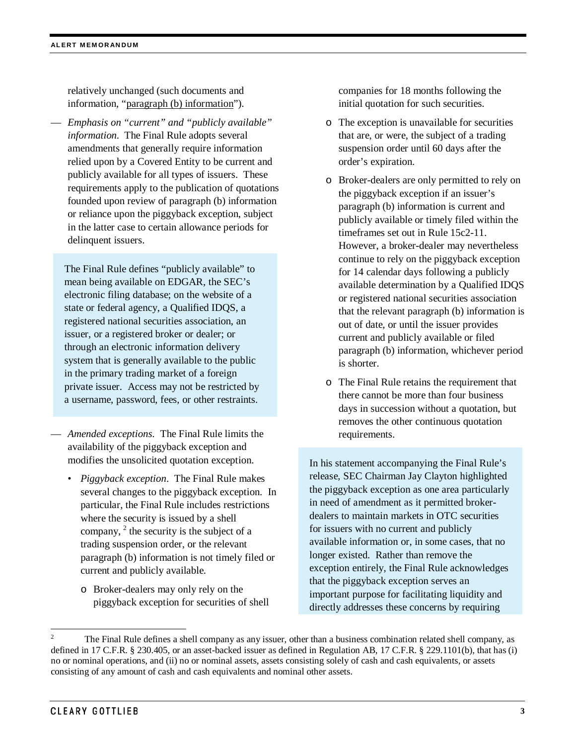relatively unchanged (such documents and information, "paragraph (b) information").

- *Emphasis on "current" and "publicly available" information.* The Final Rule adopts several amendments that generally require information relied upon by a Covered Entity to be current and publicly available for all types of issuers. These requirements apply to the publication of quotations founded upon review of paragraph (b) information or reliance upon the piggyback exception, subject in the latter case to certain allowance periods for delinquent issuers.

> The Final Rule defines "publicly available" to mean being available on EDGAR, the SEC's electronic filing database; on the website of a state or federal agency, a Qualified IDQS, a registered national securities association, an issuer, or a registered broker or dealer; or through an electronic information delivery system that is generally available to the public in the primary trading market of a foreign private issuer. Access may not be restricted by a username, password, fees, or other restraints.

- *Amended exceptions.* The Final Rule limits the availability of the piggyback exception and modifies the unsolicited quotation exception.
  - *Piggyback exception*. The Final Rule makes several changes to the piggyback exception. In particular, the Final Rule includes restrictions where the security is issued by a shell company, [2] the security is the subject of a trading suspension order, or the relevant paragraph (b) information is not timely filed or current and publicly available.
    - Broker-dealers may only rely on the piggyback exception for securities of shell companies for 18 months following the initial quotation for such securities.
    - The exception is unavailable for securities that are, or were, the subject of a trading suspension order until 60 days after the order's expiration.
    - Broker-dealers are only permitted to rely on the piggyback exception if an issuer's paragraph (b) information is current and publicly available or timely filed within the timeframes set out in Rule 15c2-11. However, a broker-dealer may nevertheless continue to rely on the piggyback exception for 14 calendar days following a publicly available determination by a Qualified IDQS or registered national securities association that the relevant paragraph (b) information is out of date, or until the issuer provides current and publicly available or filed paragraph (b) information, whichever period is shorter.
    - The Final Rule retains the requirement that there cannot be more than four business days in succession without a quotation, but removes the other continuous quotation requirements.

> In his statement accompanying the Final Rule's release, SEC Chairman Jay Clayton highlighted the piggyback exception as one area particularly in need of amendment as it permitted broker-dealers to maintain markets in OTC securities for issuers with no current and publicly available information or, in some cases, that no longer existed. Rather than remove the exception entirely, the Final Rule acknowledges that the piggyback exception serves an important purpose for facilitating liquidity and directly addresses these concerns by requiring

[2] The Final Rule defines a shell company as any issuer, other than a business combination related shell company, as defined in 17 C.F.R. § 230.405, or an asset-backed issuer as defined in Regulation AB, 17 C.F.R. § 229.1101(b), that has (i) no or nominal operations, and (ii) no or nominal assets, assets consisting solely of cash and cash equivalents, or assets consisting of any amount of cash and cash equivalents and nominal other assets.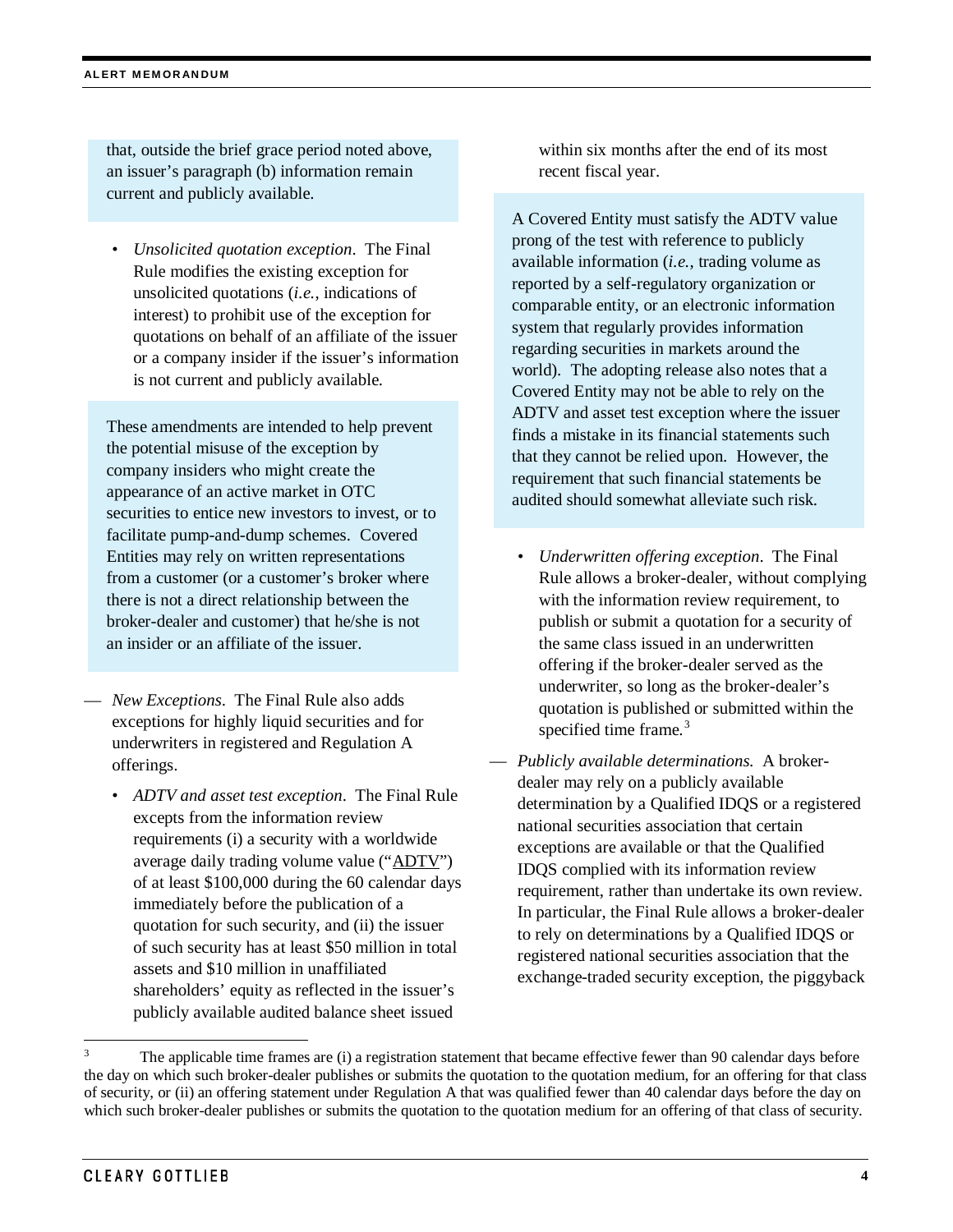that, outside the brief grace period noted above, an issuer's paragraph (b) information remain current and publicly available.

- *Unsolicited quotation exception*. The Final Rule modifies the existing exception for unsolicited quotations (*i.e.*, indications of interest) to prohibit use of the exception for quotations on behalf of an affiliate of the issuer or a company insider if the issuer's information is not current and publicly available.

These amendments are intended to help prevent the potential misuse of the exception by company insiders who might create the appearance of an active market in OTC securities to entice new investors to invest, or to facilitate pump-and-dump schemes. Covered Entities may rely on written representations from a customer (or a customer's broker where there is not a direct relationship between the broker-dealer and customer) that he/she is not an insider or an affiliate of the issuer.

— *New Exceptions*. The Final Rule also adds exceptions for highly liquid securities and for underwriters in registered and Regulation A offerings.

- *ADTV and asset test exception*. The Final Rule excepts from the information review requirements (i) a security with a worldwide average daily trading volume value ("ADTV") of at least $100,000 during the 60 calendar days immediately before the publication of a quotation for such security, and (ii) the issuer of such security has at least $50 million in total assets and $10 million in unaffiliated shareholders' equity as reflected in the issuer's publicly available audited balance sheet issued within six months after the end of its most recent fiscal year.

A Covered Entity must satisfy the ADTV value prong of the test with reference to publicly available information (*i.e.*, trading volume as reported by a self-regulatory organization or comparable entity, or an electronic information system that regularly provides information regarding securities in markets around the world). The adopting release also notes that a Covered Entity may not be able to rely on the ADTV and asset test exception where the issuer finds a mistake in its financial statements such that they cannot be relied upon. However, the requirement that such financial statements be audited should somewhat alleviate such risk.

- *Underwritten offering exception*. The Final Rule allows a broker-dealer, without complying with the information review requirement, to publish or submit a quotation for a security of the same class issued in an underwritten offering if the broker-dealer served as the underwriter, so long as the broker-dealer's quotation is published or submitted within the specified time frame.[3]

— *Publicly available determinations.* A broker-dealer may rely on a publicly available determination by a Qualified IDQS or a registered national securities association that certain exceptions are available or that the Qualified IDQS complied with its information review requirement, rather than undertake its own review. In particular, the Final Rule allows a broker-dealer to rely on determinations by a Qualified IDQS or registered national securities association that the exchange-traded security exception, the piggyback

[3] The applicable time frames are (i) a registration statement that became effective fewer than 90 calendar days before the day on which such broker-dealer publishes or submits the quotation to the quotation medium, for an offering for that class of security, or (ii) an offering statement under Regulation A that was qualified fewer than 40 calendar days before the day on which such broker-dealer publishes or submits the quotation to the quotation medium for an offering of that class of security.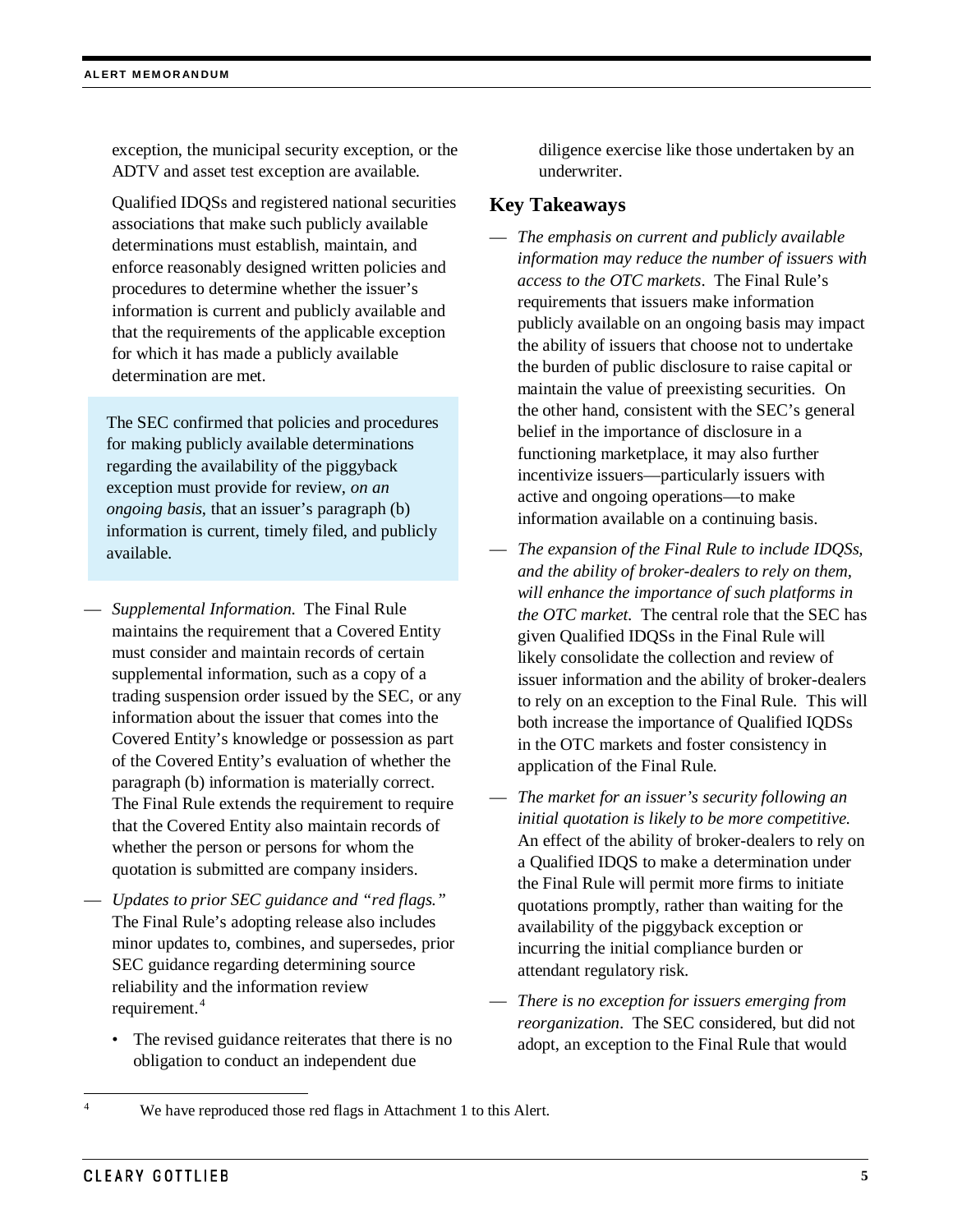exception, the municipal security exception, or the ADTV and asset test exception are available.

Qualified IDQSs and registered national securities associations that make such publicly available determinations must establish, maintain, and enforce reasonably designed written policies and procedures to determine whether the issuer's information is current and publicly available and that the requirements of the applicable exception for which it has made a publicly available determination are met.

> The SEC confirmed that policies and procedures for making publicly available determinations regarding the availability of the piggyback exception must provide for review, *on an ongoing basis*, that an issuer's paragraph (b) information is current, timely filed, and publicly available.

- *Supplemental Information.* The Final Rule maintains the requirement that a Covered Entity must consider and maintain records of certain supplemental information, such as a copy of a trading suspension order issued by the SEC, or any information about the issuer that comes into the Covered Entity's knowledge or possession as part of the Covered Entity's evaluation of whether the paragraph (b) information is materially correct. The Final Rule extends the requirement to require that the Covered Entity also maintain records of whether the person or persons for whom the quotation is submitted are company insiders.
- *Updates to prior SEC guidance and "red flags."* The Final Rule's adopting release also includes minor updates to, combines, and supersedes, prior SEC guidance regarding determining source reliability and the information review requirement.[4]
  - The revised guidance reiterates that there is no obligation to conduct an independent due diligence exercise like those undertaken by an underwriter.

## Key Takeaways

- *The emphasis on current and publicly available information may reduce the number of issuers with access to the OTC markets*. The Final Rule's requirements that issuers make information publicly available on an ongoing basis may impact the ability of issuers that choose not to undertake the burden of public disclosure to raise capital or maintain the value of preexisting securities. On the other hand, consistent with the SEC's general belief in the importance of disclosure in a functioning marketplace, it may also further incentivize issuers—particularly issuers with active and ongoing operations—to make information available on a continuing basis.
- *The expansion of the Final Rule to include IDQSs, and the ability of broker-dealers to rely on them, will enhance the importance of such platforms in the OTC market.* The central role that the SEC has given Qualified IDQSs in the Final Rule will likely consolidate the collection and review of issuer information and the ability of broker-dealers to rely on an exception to the Final Rule. This will both increase the importance of Qualified IQDSs in the OTC markets and foster consistency in application of the Final Rule.
- *The market for an issuer's security following an initial quotation is likely to be more competitive.* An effect of the ability of broker-dealers to rely on a Qualified IDQS to make a determination under the Final Rule will permit more firms to initiate quotations promptly, rather than waiting for the availability of the piggyback exception or incurring the initial compliance burden or attendant regulatory risk.
- *There is no exception for issuers emerging from reorganization*. The SEC considered, but did not adopt, an exception to the Final Rule that would

---

[4] We have reproduced those red flags in Attachment 1 to this Alert.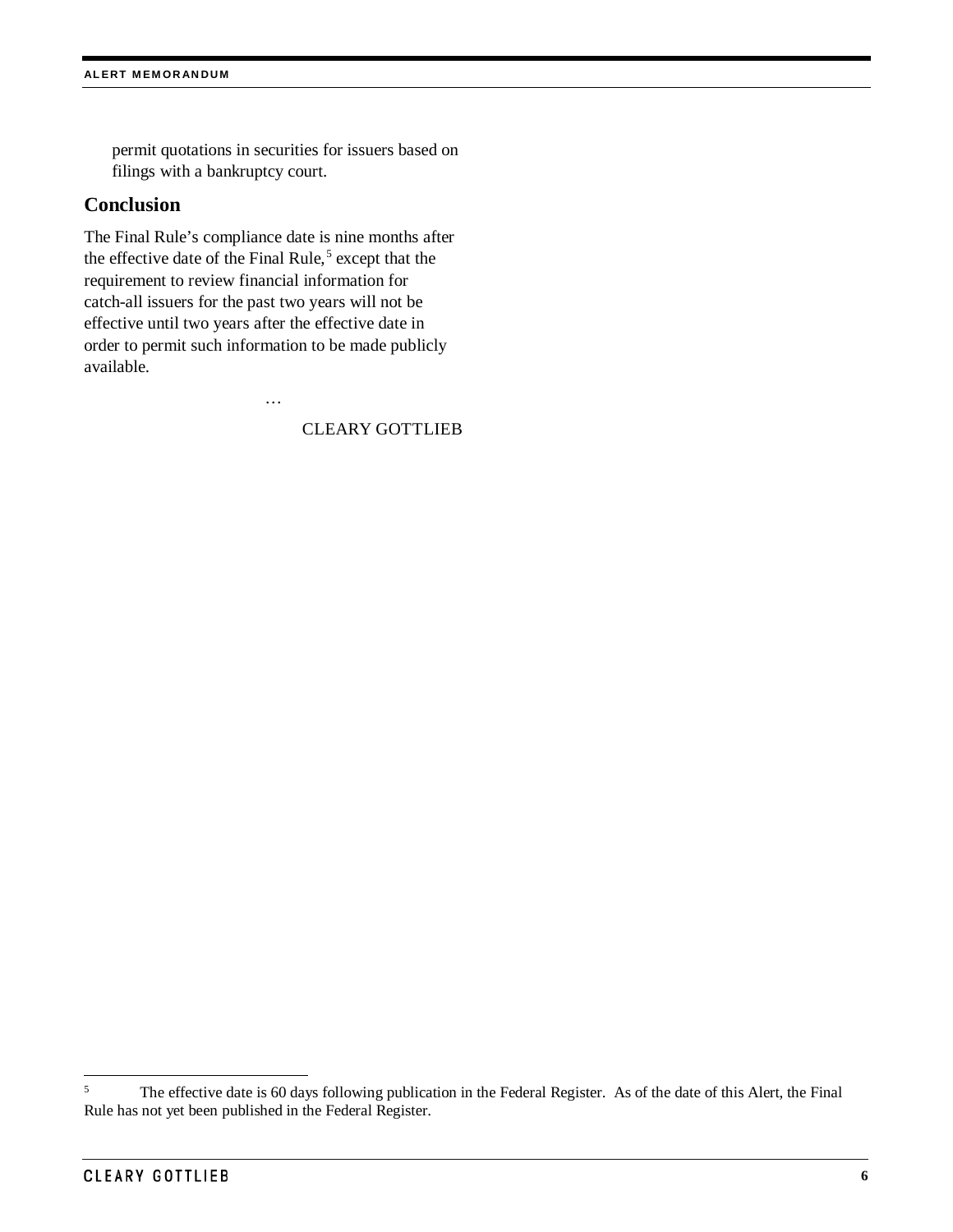permit quotations in securities for issuers based on filings with a bankruptcy court.

## Conclusion

The Final Rule's compliance date is nine months after the effective date of the Final Rule,[5] except that the requirement to review financial information for catch-all issuers for the past two years will not be effective until two years after the effective date in order to permit such information to be made publicly available.

…

CLEARY GOTTLIEB

[5] The effective date is 60 days following publication in the Federal Register. As of the date of this Alert, the Final Rule has not yet been published in the Federal Register.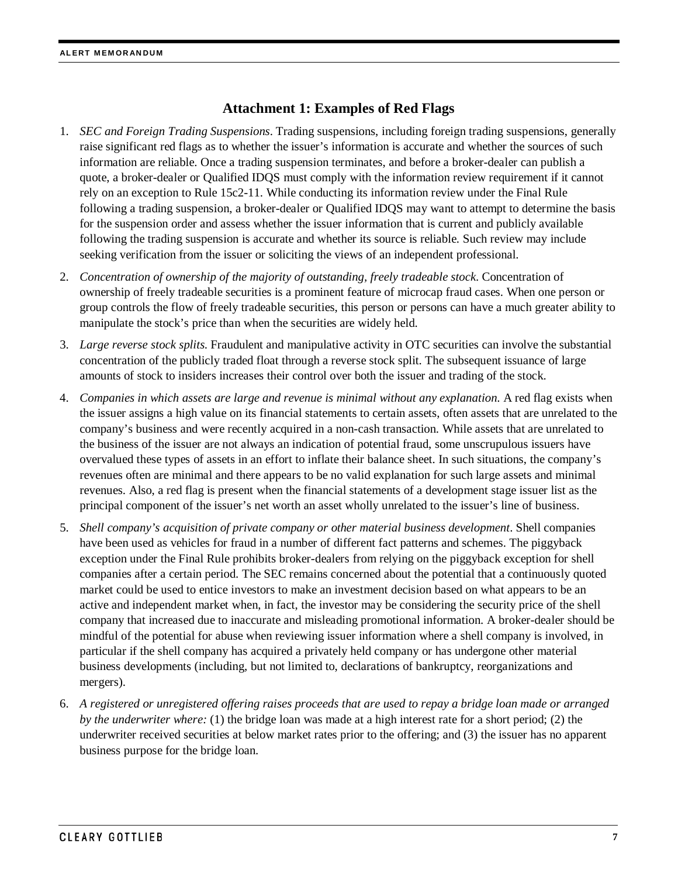## Attachment 1: Examples of Red Flags

1. *SEC and Foreign Trading Suspensions*. Trading suspensions, including foreign trading suspensions, generally raise significant red flags as to whether the issuer's information is accurate and whether the sources of such information are reliable. Once a trading suspension terminates, and before a broker-dealer can publish a quote, a broker-dealer or Qualified IDQS must comply with the information review requirement if it cannot rely on an exception to Rule 15c2-11. While conducting its information review under the Final Rule following a trading suspension, a broker-dealer or Qualified IDQS may want to attempt to determine the basis for the suspension order and assess whether the issuer information that is current and publicly available following the trading suspension is accurate and whether its source is reliable. Such review may include seeking verification from the issuer or soliciting the views of an independent professional.

2. *Concentration of ownership of the majority of outstanding, freely tradeable stock*. Concentration of ownership of freely tradeable securities is a prominent feature of microcap fraud cases. When one person or group controls the flow of freely tradeable securities, this person or persons can have a much greater ability to manipulate the stock's price than when the securities are widely held.

3. *Large reverse stock splits*. Fraudulent and manipulative activity in OTC securities can involve the substantial concentration of the publicly traded float through a reverse stock split. The subsequent issuance of large amounts of stock to insiders increases their control over both the issuer and trading of the stock.

4. *Companies in which assets are large and revenue is minimal without any explanation.* A red flag exists when the issuer assigns a high value on its financial statements to certain assets, often assets that are unrelated to the company's business and were recently acquired in a non-cash transaction. While assets that are unrelated to the business of the issuer are not always an indication of potential fraud, some unscrupulous issuers have overvalued these types of assets in an effort to inflate their balance sheet. In such situations, the company's revenues often are minimal and there appears to be no valid explanation for such large assets and minimal revenues. Also, a red flag is present when the financial statements of a development stage issuer list as the principal component of the issuer's net worth an asset wholly unrelated to the issuer's line of business.

5. *Shell company's acquisition of private company or other material business development*. Shell companies have been used as vehicles for fraud in a number of different fact patterns and schemes. The piggyback exception under the Final Rule prohibits broker-dealers from relying on the piggyback exception for shell companies after a certain period. The SEC remains concerned about the potential that a continuously quoted market could be used to entice investors to make an investment decision based on what appears to be an active and independent market when, in fact, the investor may be considering the security price of the shell company that increased due to inaccurate and misleading promotional information. A broker-dealer should be mindful of the potential for abuse when reviewing issuer information where a shell company is involved, in particular if the shell company has acquired a privately held company or has undergone other material business developments (including, but not limited to, declarations of bankruptcy, reorganizations and mergers).

6. *A registered or unregistered offering raises proceeds that are used to repay a bridge loan made or arranged by the underwriter where:* (1) the bridge loan was made at a high interest rate for a short period; (2) the underwriter received securities at below market rates prior to the offering; and (3) the issuer has no apparent business purpose for the bridge loan.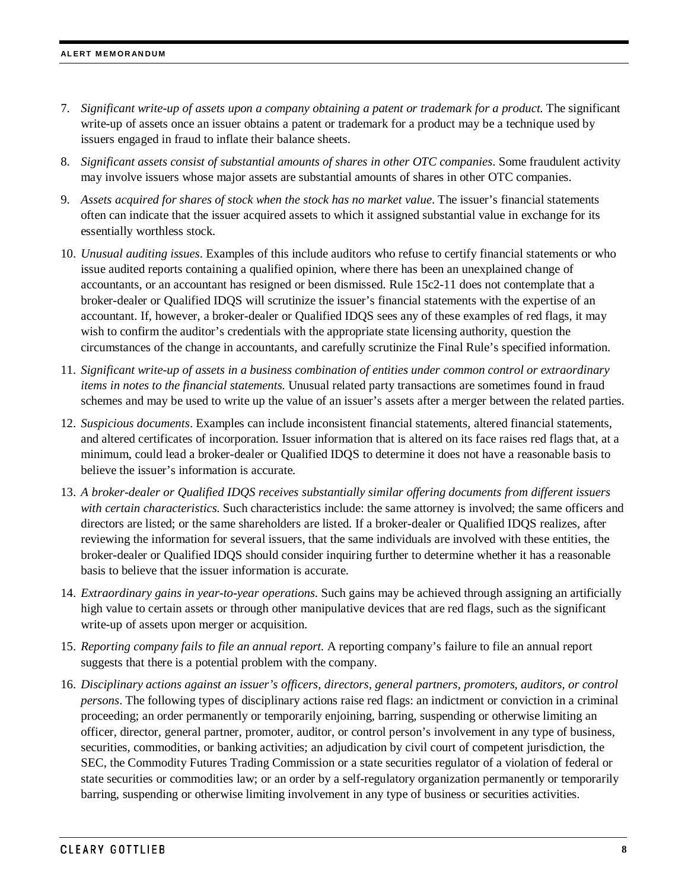7. *Significant write-up of assets upon a company obtaining a patent or trademark for a product.* The significant write-up of assets once an issuer obtains a patent or trademark for a product may be a technique used by issuers engaged in fraud to inflate their balance sheets.

8. *Significant assets consist of substantial amounts of shares in other OTC companies*. Some fraudulent activity may involve issuers whose major assets are substantial amounts of shares in other OTC companies.

9. *Assets acquired for shares of stock when the stock has no market value*. The issuer's financial statements often can indicate that the issuer acquired assets to which it assigned substantial value in exchange for its essentially worthless stock.

10. *Unusual auditing issues*. Examples of this include auditors who refuse to certify financial statements or who issue audited reports containing a qualified opinion, where there has been an unexplained change of accountants, or an accountant has resigned or been dismissed. Rule 15c2-11 does not contemplate that a broker-dealer or Qualified IDQS will scrutinize the issuer's financial statements with the expertise of an accountant. If, however, a broker-dealer or Qualified IDQS sees any of these examples of red flags, it may wish to confirm the auditor's credentials with the appropriate state licensing authority, question the circumstances of the change in accountants, and carefully scrutinize the Final Rule's specified information.

11. *Significant write-up of assets in a business combination of entities under common control or extraordinary items in notes to the financial statements.* Unusual related party transactions are sometimes found in fraud schemes and may be used to write up the value of an issuer's assets after a merger between the related parties.

12. *Suspicious documents*. Examples can include inconsistent financial statements, altered financial statements, and altered certificates of incorporation. Issuer information that is altered on its face raises red flags that, at a minimum, could lead a broker-dealer or Qualified IDQS to determine it does not have a reasonable basis to believe the issuer's information is accurate.

13. *A broker-dealer or Qualified IDQS receives substantially similar offering documents from different issuers with certain characteristics.* Such characteristics include: the same attorney is involved; the same officers and directors are listed; or the same shareholders are listed. If a broker-dealer or Qualified IDQS realizes, after reviewing the information for several issuers, that the same individuals are involved with these entities, the broker-dealer or Qualified IDQS should consider inquiring further to determine whether it has a reasonable basis to believe that the issuer information is accurate.

14. *Extraordinary gains in year-to-year operations.* Such gains may be achieved through assigning an artificially high value to certain assets or through other manipulative devices that are red flags, such as the significant write-up of assets upon merger or acquisition.

15. *Reporting company fails to file an annual report.* A reporting company's failure to file an annual report suggests that there is a potential problem with the company.

16. *Disciplinary actions against an issuer's officers, directors, general partners, promoters, auditors, or control persons*. The following types of disciplinary actions raise red flags: an indictment or conviction in a criminal proceeding; an order permanently or temporarily enjoining, barring, suspending or otherwise limiting an officer, director, general partner, promoter, auditor, or control person's involvement in any type of business, securities, commodities, or banking activities; an adjudication by civil court of competent jurisdiction, the SEC, the Commodity Futures Trading Commission or a state securities regulator of a violation of federal or state securities or commodities law; or an order by a self-regulatory organization permanently or temporarily barring, suspending or otherwise limiting involvement in any type of business or securities activities.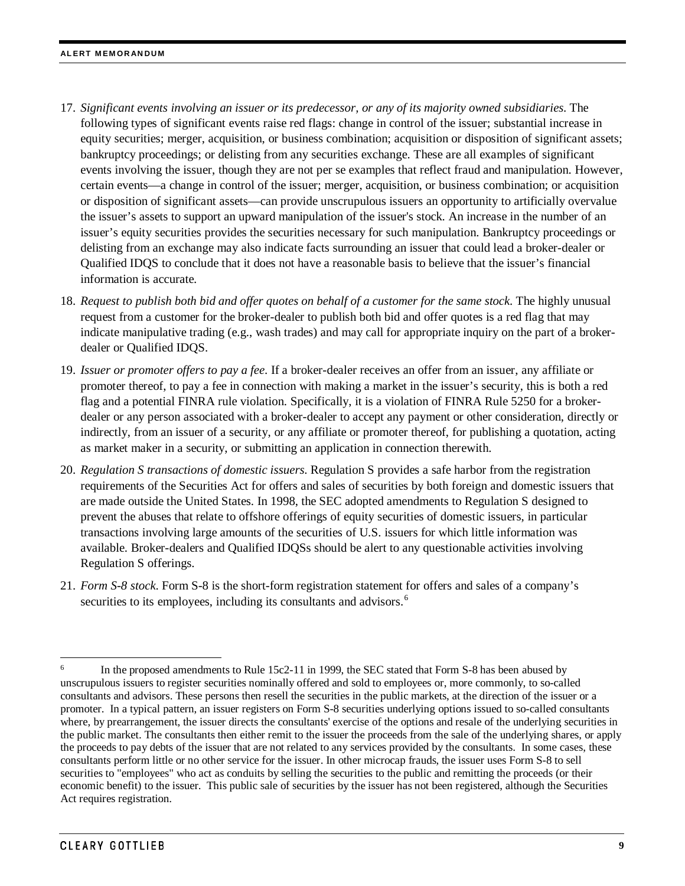17. *Significant events involving an issuer or its predecessor, or any of its majority owned subsidiaries*. The following types of significant events raise red flags: change in control of the issuer; substantial increase in equity securities; merger, acquisition, or business combination; acquisition or disposition of significant assets; bankruptcy proceedings; or delisting from any securities exchange. These are all examples of significant events involving the issuer, though they are not per se examples that reflect fraud and manipulation. However, certain events—a change in control of the issuer; merger, acquisition, or business combination; or acquisition or disposition of significant assets—can provide unscrupulous issuers an opportunity to artificially overvalue the issuer's assets to support an upward manipulation of the issuer's stock. An increase in the number of an issuer's equity securities provides the securities necessary for such manipulation. Bankruptcy proceedings or delisting from an exchange may also indicate facts surrounding an issuer that could lead a broker-dealer or Qualified IDQS to conclude that it does not have a reasonable basis to believe that the issuer's financial information is accurate.

18. *Request to publish both bid and offer quotes on behalf of a customer for the same stock*. The highly unusual request from a customer for the broker-dealer to publish both bid and offer quotes is a red flag that may indicate manipulative trading (e.g., wash trades) and may call for appropriate inquiry on the part of a broker-dealer or Qualified IDQS.

19. *Issuer or promoter offers to pay a fee*. If a broker-dealer receives an offer from an issuer, any affiliate or promoter thereof, to pay a fee in connection with making a market in the issuer's security, this is both a red flag and a potential FINRA rule violation. Specifically, it is a violation of FINRA Rule 5250 for a broker-dealer or any person associated with a broker-dealer to accept any payment or other consideration, directly or indirectly, from an issuer of a security, or any affiliate or promoter thereof, for publishing a quotation, acting as market maker in a security, or submitting an application in connection therewith.

20. *Regulation S transactions of domestic issuers*. Regulation S provides a safe harbor from the registration requirements of the Securities Act for offers and sales of securities by both foreign and domestic issuers that are made outside the United States. In 1998, the SEC adopted amendments to Regulation S designed to prevent the abuses that relate to offshore offerings of equity securities of domestic issuers, in particular transactions involving large amounts of the securities of U.S. issuers for which little information was available. Broker-dealers and Qualified IDQSs should be alert to any questionable activities involving Regulation S offerings.

21. *Form S-8 stock*. Form S-8 is the short-form registration statement for offers and sales of a company's securities to its employees, including its consultants and advisors.[6]

---

[6] In the proposed amendments to Rule 15c2-11 in 1999, the SEC stated that Form S-8 has been abused by unscrupulous issuers to register securities nominally offered and sold to employees or, more commonly, to so-called consultants and advisors. These persons then resell the securities in the public markets, at the direction of the issuer or a promoter. In a typical pattern, an issuer registers on Form S-8 securities underlying options issued to so-called consultants where, by prearrangement, the issuer directs the consultants' exercise of the options and resale of the underlying securities in the public market. The consultants then either remit to the issuer the proceeds from the sale of the underlying shares, or apply the proceeds to pay debts of the issuer that are not related to any services provided by the consultants. In some cases, these consultants perform little or no other service for the issuer. In other microcap frauds, the issuer uses Form S-8 to sell securities to "employees" who act as conduits by selling the securities to the public and remitting the proceeds (or their economic benefit) to the issuer. This public sale of securities by the issuer has not been registered, although the Securities Act requires registration.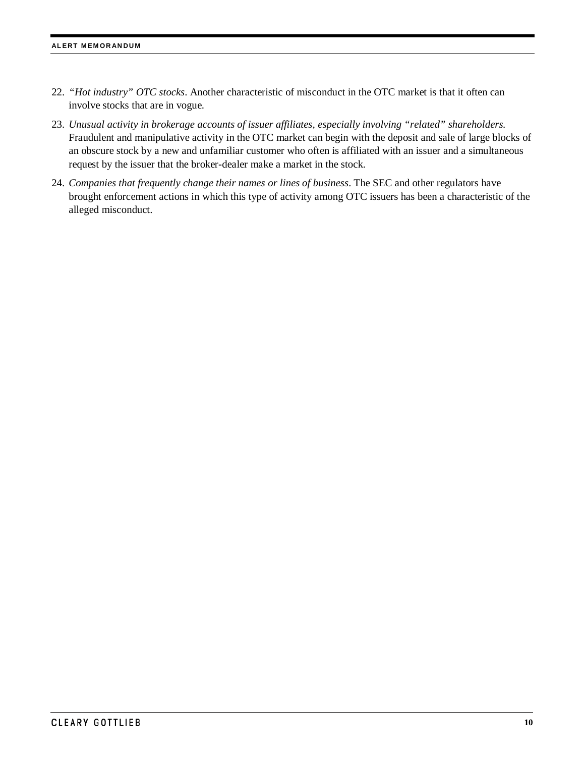22. *"Hot industry" OTC stocks*. Another characteristic of misconduct in the OTC market is that it often can involve stocks that are in vogue.

23. *Unusual activity in brokerage accounts of issuer affiliates, especially involving "related" shareholders.* Fraudulent and manipulative activity in the OTC market can begin with the deposit and sale of large blocks of an obscure stock by a new and unfamiliar customer who often is affiliated with an issuer and a simultaneous request by the issuer that the broker-dealer make a market in the stock.

24. *Companies that frequently change their names or lines of business*. The SEC and other regulators have brought enforcement actions in which this type of activity among OTC issuers has been a characteristic of the alleged misconduct.